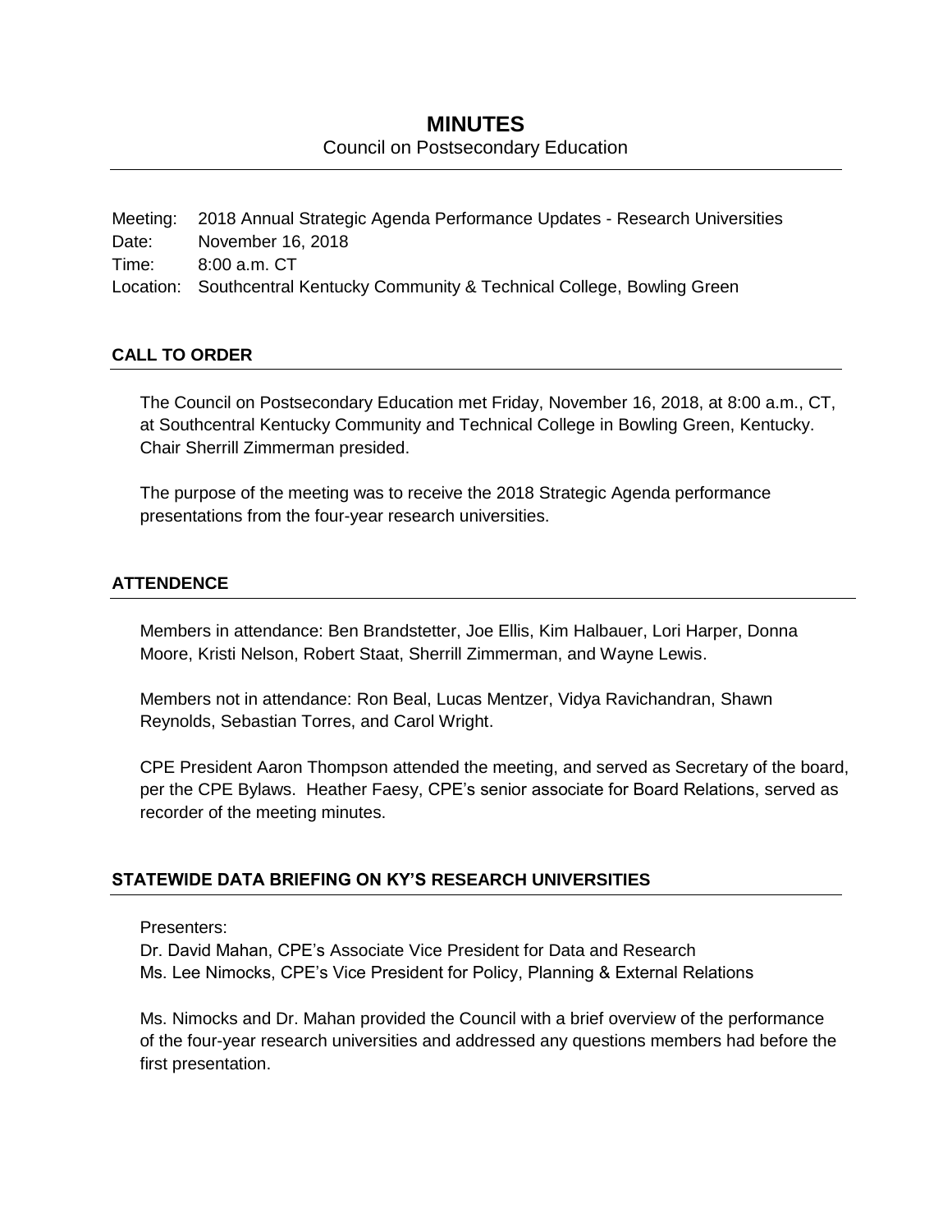# MINUTES

Council on Postsecondary Education

Meeting: 2018 Annual Strategic Agenda Performance Updates - Research Universities
Date: November 16, 2018
Time: 8:00 a.m. CT
Location: Southcentral Kentucky Community & Technical College, Bowling Green

## CALL TO ORDER

The Council on Postsecondary Education met Friday, November 16, 2018, at 8:00 a.m., CT, at Southcentral Kentucky Community and Technical College in Bowling Green, Kentucky. Chair Sherrill Zimmerman presided.

The purpose of the meeting was to receive the 2018 Strategic Agenda performance presentations from the four-year research universities.

## ATTENDENCE

Members in attendance: Ben Brandstetter, Joe Ellis, Kim Halbauer, Lori Harper, Donna Moore, Kristi Nelson, Robert Staat, Sherrill Zimmerman, and Wayne Lewis.

Members not in attendance: Ron Beal, Lucas Mentzer, Vidya Ravichandran, Shawn Reynolds, Sebastian Torres, and Carol Wright.

CPE President Aaron Thompson attended the meeting, and served as Secretary of the board, per the CPE Bylaws. Heather Faesy, CPE's senior associate for Board Relations, served as recorder of the meeting minutes.

## STATEWIDE DATA BRIEFING ON KY'S RESEARCH UNIVERSITIES

Presenters:
Dr. David Mahan, CPE's Associate Vice President for Data and Research
Ms. Lee Nimocks, CPE's Vice President for Policy, Planning & External Relations

Ms. Nimocks and Dr. Mahan provided the Council with a brief overview of the performance of the four-year research universities and addressed any questions members had before the first presentation.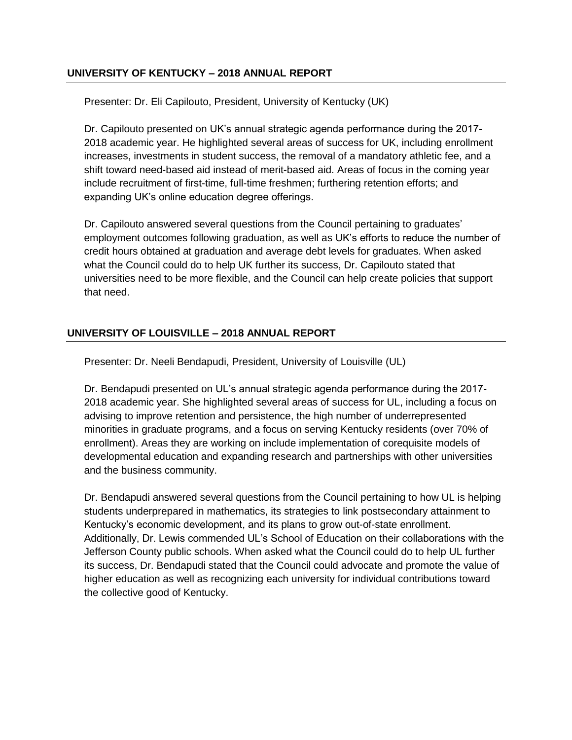## UNIVERSITY OF KENTUCKY – 2018 ANNUAL REPORT

Presenter: Dr. Eli Capilouto, President, University of Kentucky (UK)

Dr. Capilouto presented on UK's annual strategic agenda performance during the 2017-2018 academic year. He highlighted several areas of success for UK, including enrollment increases, investments in student success, the removal of a mandatory athletic fee, and a shift toward need-based aid instead of merit-based aid. Areas of focus in the coming year include recruitment of first-time, full-time freshmen; furthering retention efforts; and expanding UK's online education degree offerings.

Dr. Capilouto answered several questions from the Council pertaining to graduates' employment outcomes following graduation, as well as UK's efforts to reduce the number of credit hours obtained at graduation and average debt levels for graduates. When asked what the Council could do to help UK further its success, Dr. Capilouto stated that universities need to be more flexible, and the Council can help create policies that support that need.

## UNIVERSITY OF LOUISVILLE – 2018 ANNUAL REPORT

Presenter: Dr. Neeli Bendapudi, President, University of Louisville (UL)

Dr. Bendapudi presented on UL's annual strategic agenda performance during the 2017-2018 academic year. She highlighted several areas of success for UL, including a focus on advising to improve retention and persistence, the high number of underrepresented minorities in graduate programs, and a focus on serving Kentucky residents (over 70% of enrollment). Areas they are working on include implementation of corequisite models of developmental education and expanding research and partnerships with other universities and the business community.

Dr. Bendapudi answered several questions from the Council pertaining to how UL is helping students underprepared in mathematics, its strategies to link postsecondary attainment to Kentucky's economic development, and its plans to grow out-of-state enrollment. Additionally, Dr. Lewis commended UL's School of Education on their collaborations with the Jefferson County public schools. When asked what the Council could do to help UL further its success, Dr. Bendapudi stated that the Council could advocate and promote the value of higher education as well as recognizing each university for individual contributions toward the collective good of Kentucky.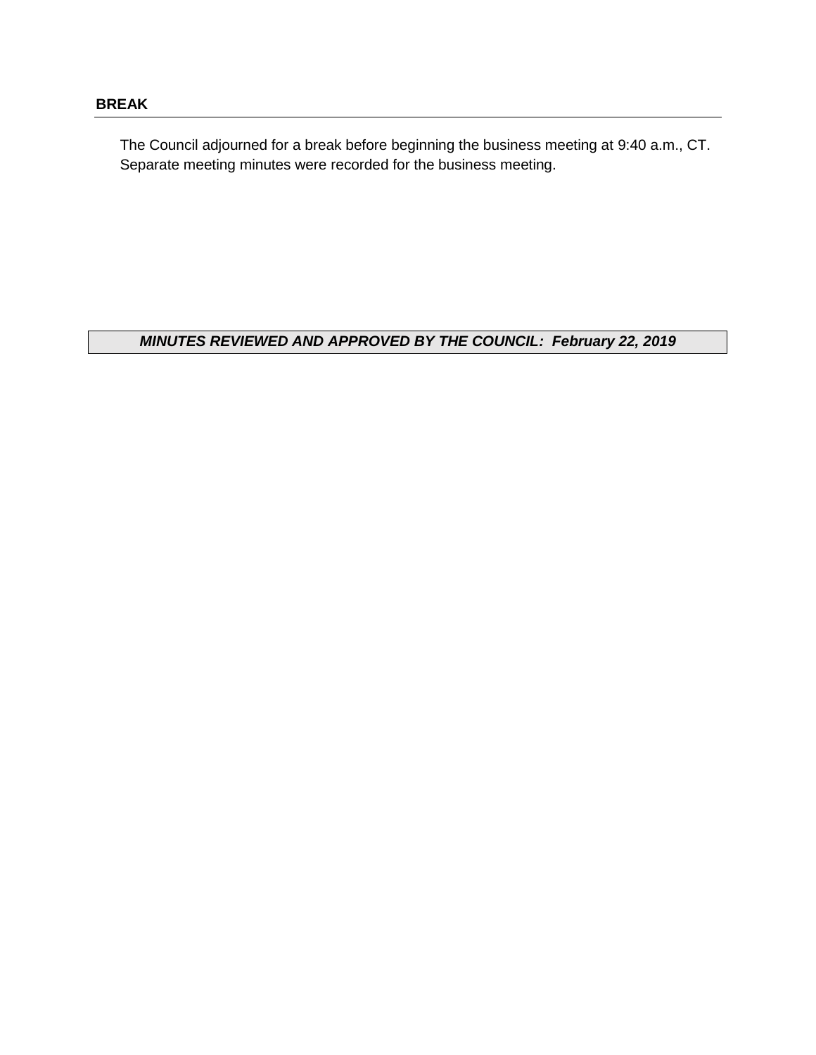**BREAK**

The Council adjourned for a break before beginning the business meeting at 9:40 a.m., CT. Separate meeting minutes were recorded for the business meeting.

***MINUTES REVIEWED AND APPROVED BY THE COUNCIL: February 22, 2019***